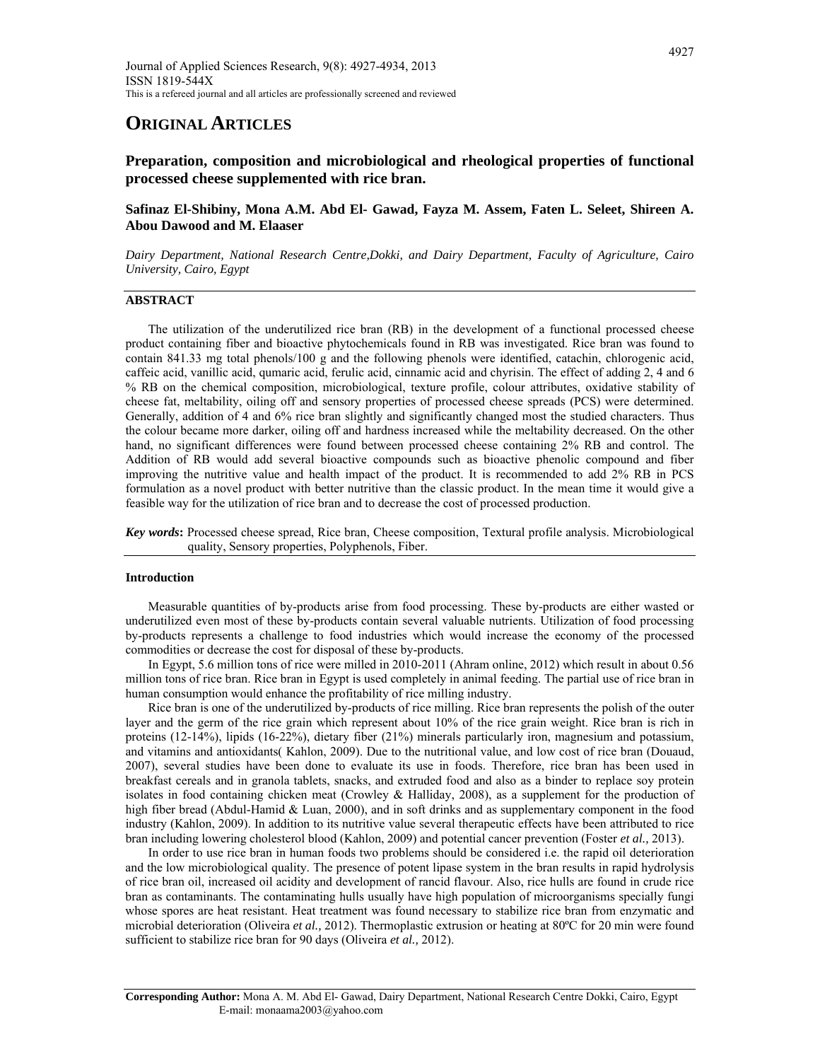Journal of Applied Sciences Research, 9(8): 4927-4934, 2013
ISSN 1819-544X
This is a refereed journal and all articles are professionally screened and reviewed

# ORIGINAL ARTICLES

## Preparation, composition and microbiological and rheological properties of functional processed cheese supplemented with rice bran.

**Safinaz El-Shibiny, Mona A.M. Abd El- Gawad, Fayza M. Assem, Faten L. Seleet, Shireen A. Abou Dawood and M. Elaaser**

*Dairy Department, National Research Centre,Dokki, and Dairy Department, Faculty of Agriculture, Cairo University, Cairo, Egypt*

### ABSTRACT

The utilization of the underutilized rice bran (RB) in the development of a functional processed cheese product containing fiber and bioactive phytochemicals found in RB was investigated. Rice bran was found to contain 841.33 mg total phenols/100 g and the following phenols were identified, catachin, chlorogenic acid, caffeic acid, vanillic acid, qumaric acid, ferulic acid, cinnamic acid and chyrisin. The effect of adding 2, 4 and 6 % RB on the chemical composition, microbiological, texture profile, colour attributes, oxidative stability of cheese fat, meltability, oiling off and sensory properties of processed cheese spreads (PCS) were determined. Generally, addition of 4 and 6% rice bran slightly and significantly changed most the studied characters. Thus the colour became more darker, oiling off and hardness increased while the meltability decreased. On the other hand, no significant differences were found between processed cheese containing 2% RB and control. The Addition of RB would add several bioactive compounds such as bioactive phenolic compound and fiber improving the nutritive value and health impact of the product. It is recommended to add 2% RB in PCS formulation as a novel product with better nutritive than the classic product. In the mean time it would give a feasible way for the utilization of rice bran and to decrease the cost of processed production.

***Key words*:** Processed cheese spread, Rice bran, Cheese composition, Textural profile analysis. Microbiological quality, Sensory properties, Polyphenols, Fiber.

### Introduction

Measurable quantities of by-products arise from food processing. These by-products are either wasted or underutilized even most of these by-products contain several valuable nutrients. Utilization of food processing by-products represents a challenge to food industries which would increase the economy of the processed commodities or decrease the cost for disposal of these by-products.

In Egypt, 5.6 million tons of rice were milled in 2010-2011 (Ahram online, 2012) which result in about 0.56 million tons of rice bran. Rice bran in Egypt is used completely in animal feeding. The partial use of rice bran in human consumption would enhance the profitability of rice milling industry.

Rice bran is one of the underutilized by-products of rice milling. Rice bran represents the polish of the outer layer and the germ of the rice grain which represent about 10% of the rice grain weight. Rice bran is rich in proteins (12-14%), lipids (16-22%), dietary fiber (21%) minerals particularly iron, magnesium and potassium, and vitamins and antioxidants( Kahlon, 2009). Due to the nutritional value, and low cost of rice bran (Douaud, 2007), several studies have been done to evaluate its use in foods. Therefore, rice bran has been used in breakfast cereals and in granola tablets, snacks, and extruded food and also as a binder to replace soy protein isolates in food containing chicken meat (Crowley & Halliday, 2008), as a supplement for the production of high fiber bread (Abdul-Hamid & Luan, 2000), and in soft drinks and as supplementary component in the food industry (Kahlon, 2009). In addition to its nutritive value several therapeutic effects have been attributed to rice bran including lowering cholesterol blood (Kahlon, 2009) and potential cancer prevention (Foster *et al.,* 2013).

In order to use rice bran in human foods two problems should be considered i.e. the rapid oil deterioration and the low microbiological quality. The presence of potent lipase system in the bran results in rapid hydrolysis of rice bran oil, increased oil acidity and development of rancid flavour. Also, rice hulls are found in crude rice bran as contaminants. The contaminating hulls usually have high population of microorganisms specially fungi whose spores are heat resistant. Heat treatment was found necessary to stabilize rice bran from enzymatic and microbial deterioration (Oliveira *et al.,* 2012). Thermoplastic extrusion or heating at 80ºC for 20 min were found sufficient to stabilize rice bran for 90 days (Oliveira *et al.,* 2012).

**Corresponding Author:** Mona A. M. Abd El- Gawad, Dairy Department, National Research Centre Dokki, Cairo, Egypt
E-mail: monaama2003@yahoo.com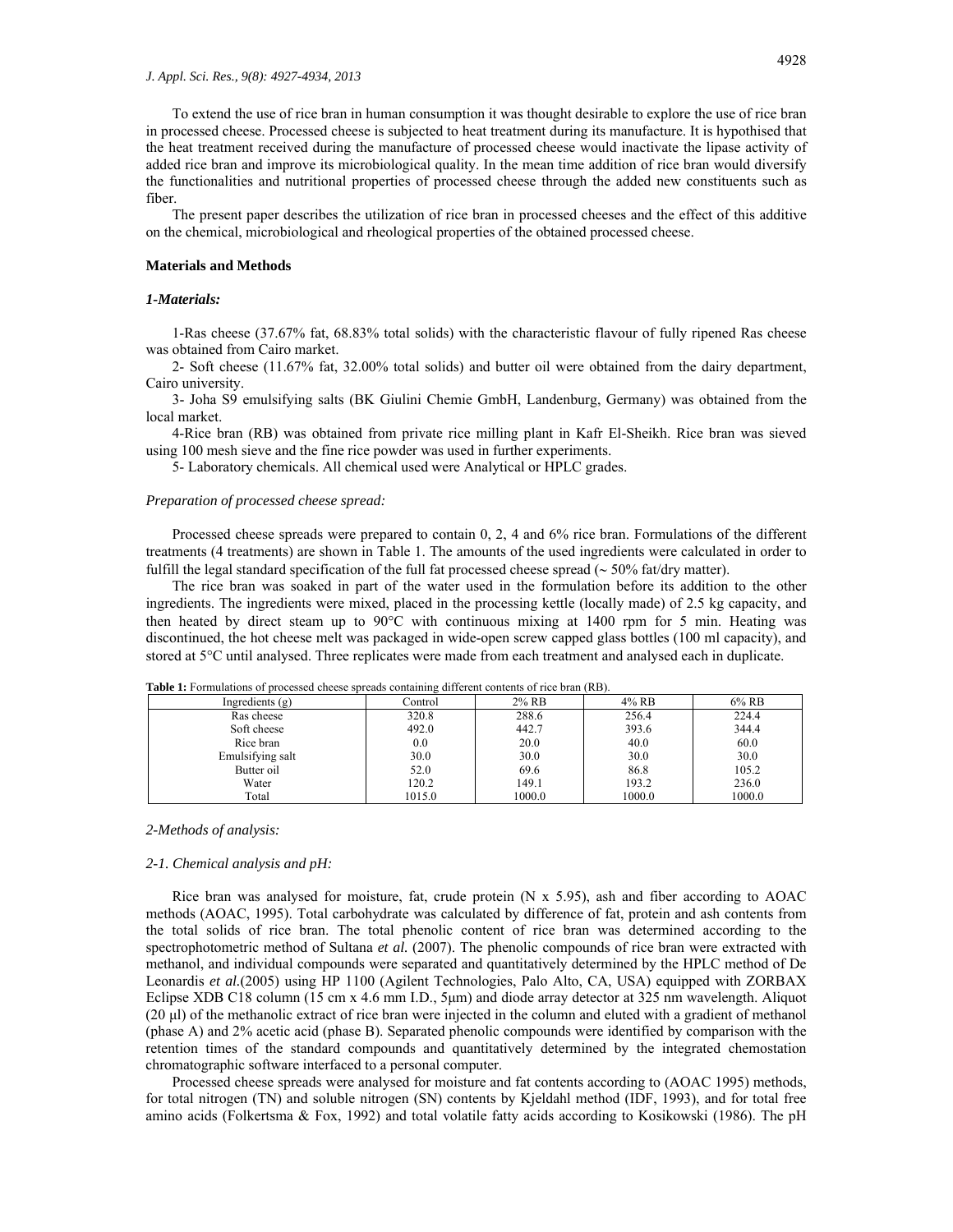To extend the use of rice bran in human consumption it was thought desirable to explore the use of rice bran in processed cheese. Processed cheese is subjected to heat treatment during its manufacture. It is hypothised that the heat treatment received during the manufacture of processed cheese would inactivate the lipase activity of added rice bran and improve its microbiological quality. In the mean time addition of rice bran would diversify the functionalities and nutritional properties of processed cheese through the added new constituents such as fiber.

The present paper describes the utilization of rice bran in processed cheeses and the effect of this additive on the chemical, microbiological and rheological properties of the obtained processed cheese.

## Materials and Methods

### *1-Materials:*

1-Ras cheese (37.67% fat, 68.83% total solids) with the characteristic flavour of fully ripened Ras cheese was obtained from Cairo market.

2- Soft cheese (11.67% fat, 32.00% total solids) and butter oil were obtained from the dairy department, Cairo university.

3- Joha S9 emulsifying salts (BK Giulini Chemie GmbH, Landenburg, Germany) was obtained from the local market.

4-Rice bran (RB) was obtained from private rice milling plant in Kafr El-Sheikh. Rice bran was sieved using 100 mesh sieve and the fine rice powder was used in further experiments.

5- Laboratory chemicals. All chemical used were Analytical or HPLC grades.

### *Preparation of processed cheese spread:*

Processed cheese spreads were prepared to contain 0, 2, 4 and 6% rice bran. Formulations of the different treatments (4 treatments) are shown in Table 1. The amounts of the used ingredients were calculated in order to fulfill the legal standard specification of the full fat processed cheese spread (~ 50% fat/dry matter).

The rice bran was soaked in part of the water used in the formulation before its addition to the other ingredients. The ingredients were mixed, placed in the processing kettle (locally made) of 2.5 kg capacity, and then heated by direct steam up to 90°C with continuous mixing at 1400 rpm for 5 min. Heating was discontinued, the hot cheese melt was packaged in wide-open screw capped glass bottles (100 ml capacity), and stored at 5°C until analysed. Three replicates were made from each treatment and analysed each in duplicate.

**Table 1:** Formulations of processed cheese spreads containing different contents of rice bran (RB).

| Ingredients (g) | Control | 2% RB | 4% RB | 6% RB |
|---|---|---|---|---|
| Ras cheese | 320.8 | 288.6 | 256.4 | 224.4 |
| Soft cheese | 492.0 | 442.7 | 393.6 | 344.4 |
| Rice bran | 0.0 | 20.0 | 40.0 | 60.0 |
| Emulsifying salt | 30.0 | 30.0 | 30.0 | 30.0 |
| Butter oil | 52.0 | 69.6 | 86.8 | 105.2 |
| Water | 120.2 | 149.1 | 193.2 | 236.0 |
| Total | 1015.0 | 1000.0 | 1000.0 | 1000.0 |

### *2-Methods of analysis:*

#### *2-1. Chemical analysis and pH:*

Rice bran was analysed for moisture, fat, crude protein (N x 5.95), ash and fiber according to AOAC methods (AOAC, 1995). Total carbohydrate was calculated by difference of fat, protein and ash contents from the total solids of rice bran. The total phenolic content of rice bran was determined according to the spectrophotometric method of Sultana *et al.* (2007). The phenolic compounds of rice bran were extracted with methanol, and individual compounds were separated and quantitatively determined by the HPLC method of De Leonardis *et al.*(2005) using HP 1100 (Agilent Technologies, Palo Alto, CA, USA) equipped with ZORBAX Eclipse XDB C18 column (15 cm x 4.6 mm I.D., 5μm) and diode array detector at 325 nm wavelength. Aliquot (20 μl) of the methanolic extract of rice bran were injected in the column and eluted with a gradient of methanol (phase A) and 2% acetic acid (phase B). Separated phenolic compounds were identified by comparison with the retention times of the standard compounds and quantitatively determined by the integrated chemostation chromatographic software interfaced to a personal computer.

Processed cheese spreads were analysed for moisture and fat contents according to (AOAC 1995) methods, for total nitrogen (TN) and soluble nitrogen (SN) contents by Kjeldahl method (IDF, 1993), and for total free amino acids (Folkertsma & Fox, 1992) and total volatile fatty acids according to Kosikowski (1986). The pH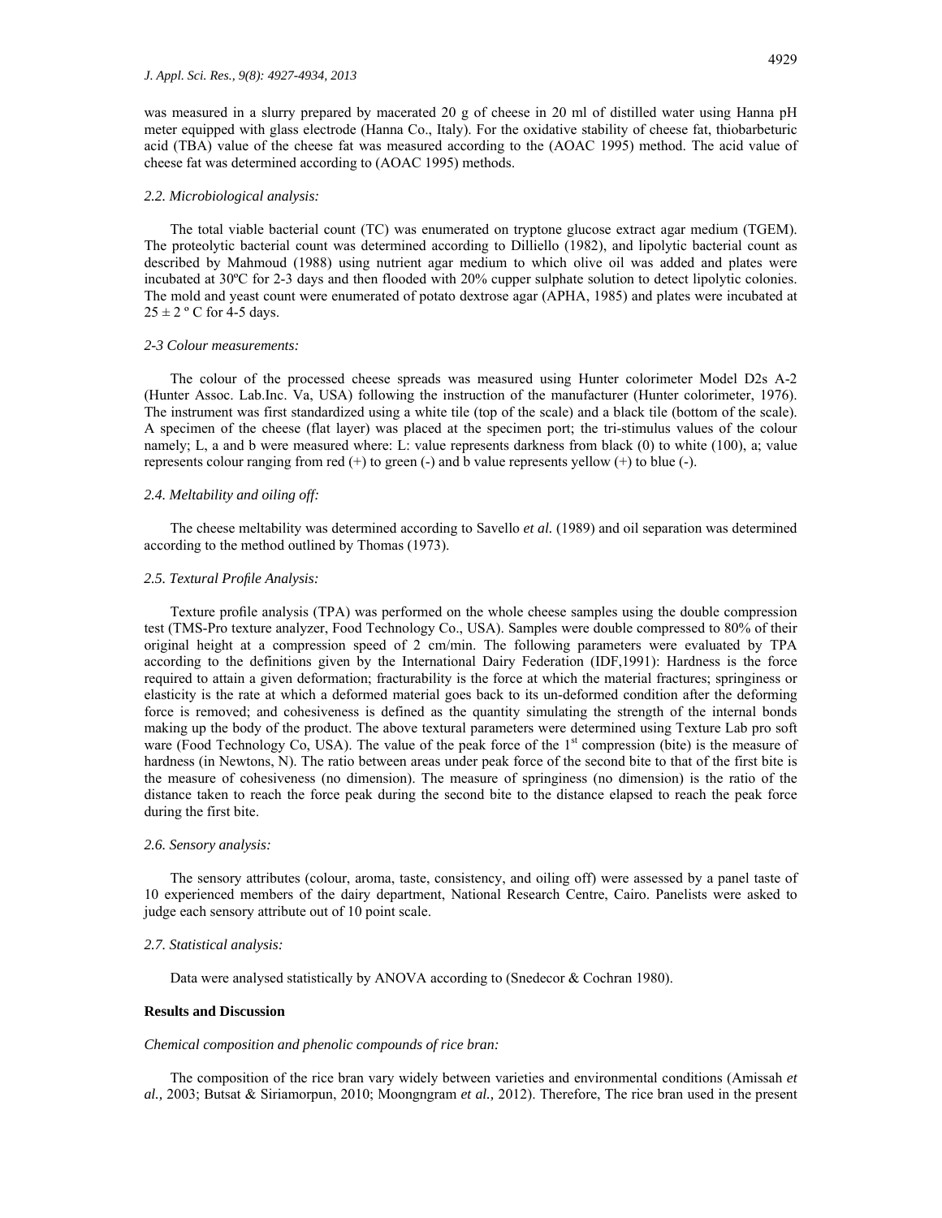was measured in a slurry prepared by macerated 20 g of cheese in 20 ml of distilled water using Hanna pH meter equipped with glass electrode (Hanna Co., Italy). For the oxidative stability of cheese fat, thiobarbeturic acid (TBA) value of the cheese fat was measured according to the (AOAC 1995) method. The acid value of cheese fat was determined according to (AOAC 1995) methods.

### *2.2. Microbiological analysis:*

The total viable bacterial count (TC) was enumerated on tryptone glucose extract agar medium (TGEM). The proteolytic bacterial count was determined according to Dilliello (1982), and lipolytic bacterial count as described by Mahmoud (1988) using nutrient agar medium to which olive oil was added and plates were incubated at 30ºC for 2-3 days and then flooded with 20% cupper sulphate solution to detect lipolytic colonies. The mold and yeast count were enumerated of potato dextrose agar (APHA, 1985) and plates were incubated at 25 ± 2 º C for 4-5 days.

### *2-3 Colour measurements:*

The colour of the processed cheese spreads was measured using Hunter colorimeter Model D2s A-2 (Hunter Assoc. Lab.Inc. Va, USA) following the instruction of the manufacturer (Hunter colorimeter, 1976). The instrument was first standardized using a white tile (top of the scale) and a black tile (bottom of the scale). A specimen of the cheese (flat layer) was placed at the specimen port; the tri-stimulus values of the colour namely; L, a and b were measured where: L: value represents darkness from black (0) to white (100), a; value represents colour ranging from red (+) to green (-) and b value represents yellow (+) to blue (-).

### *2.4. Meltability and oiling off:*

The cheese meltability was determined according to Savello *et al.* (1989) and oil separation was determined according to the method outlined by Thomas (1973).

### *2.5. Textural Profile Analysis:*

Texture profile analysis (TPA) was performed on the whole cheese samples using the double compression test (TMS-Pro texture analyzer, Food Technology Co., USA). Samples were double compressed to 80% of their original height at a compression speed of 2 cm/min. The following parameters were evaluated by TPA according to the definitions given by the International Dairy Federation (IDF,1991): Hardness is the force required to attain a given deformation; fracturability is the force at which the material fractures; springiness or elasticity is the rate at which a deformed material goes back to its un-deformed condition after the deforming force is removed; and cohesiveness is defined as the quantity simulating the strength of the internal bonds making up the body of the product. The above textural parameters were determined using Texture Lab pro soft ware (Food Technology Co, USA). The value of the peak force of the 1st compression (bite) is the measure of hardness (in Newtons, N). The ratio between areas under peak force of the second bite to that of the first bite is the measure of cohesiveness (no dimension). The measure of springiness (no dimension) is the ratio of the distance taken to reach the force peak during the second bite to the distance elapsed to reach the peak force during the first bite.

### *2.6. Sensory analysis:*

The sensory attributes (colour, aroma, taste, consistency, and oiling off) were assessed by a panel taste of 10 experienced members of the dairy department, National Research Centre, Cairo. Panelists were asked to judge each sensory attribute out of 10 point scale.

### *2.7. Statistical analysis:*

Data were analysed statistically by ANOVA according to (Snedecor & Cochran 1980).

## Results and Discussion

### *Chemical composition and phenolic compounds of rice bran:*

The composition of the rice bran vary widely between varieties and environmental conditions (Amissah *et al.,* 2003; Butsat & Siriamorpun, 2010; Moongngram *et al.,* 2012). Therefore, The rice bran used in the present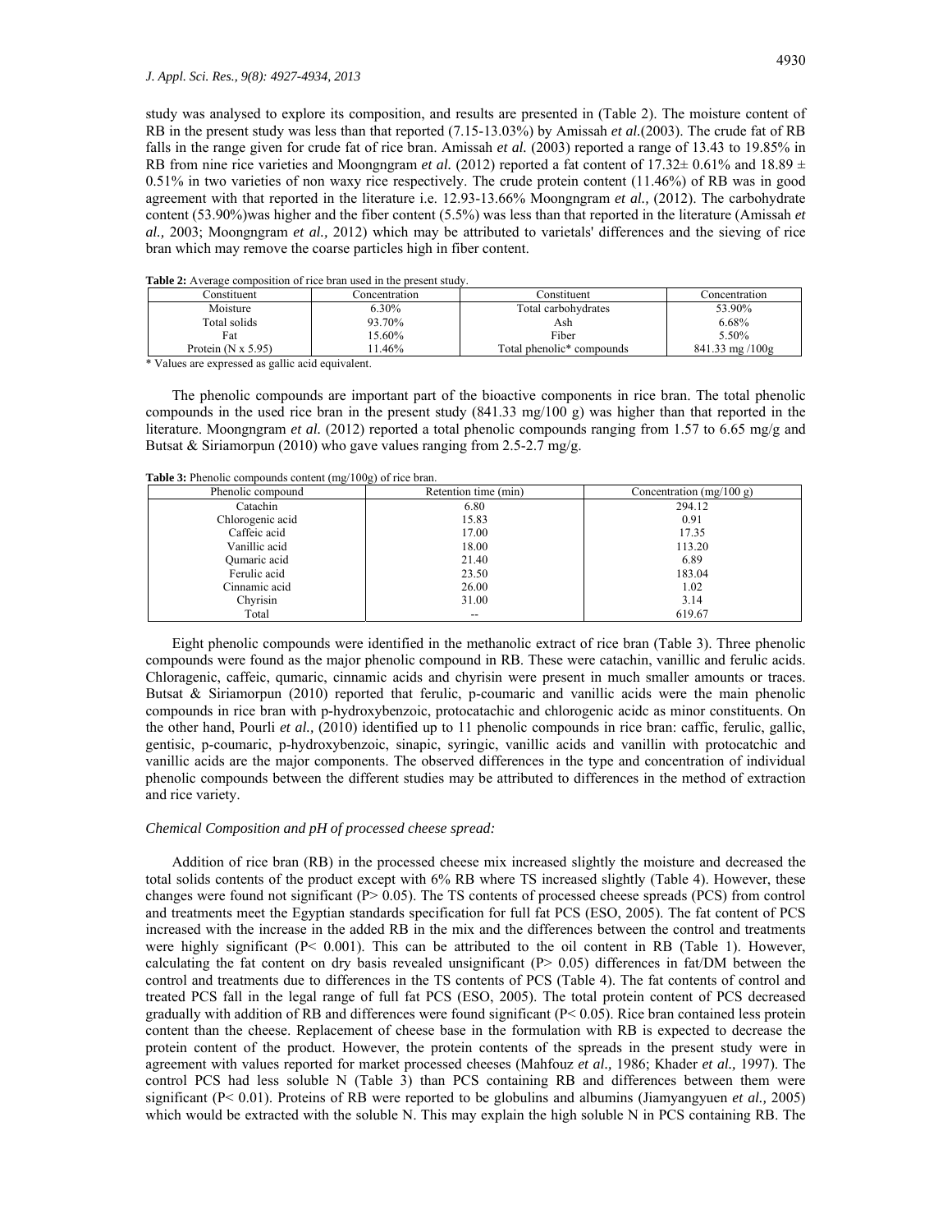study was analysed to explore its composition, and results are presented in (Table 2). The moisture content of RB in the present study was less than that reported (7.15-13.03%) by Amissah *et al.*(2003). The crude fat of RB falls in the range given for crude fat of rice bran. Amissah *et al.* (2003) reported a range of 13.43 to 19.85% in RB from nine rice varieties and Moongngram *et al.* (2012) reported a fat content of 17.32± 0.61% and 18.89 ± 0.51% in two varieties of non waxy rice respectively. The crude protein content (11.46%) of RB was in good agreement with that reported in the literature i.e. 12.93-13.66% Moongngram *et al.,* (2012). The carbohydrate content (53.90%)was higher and the fiber content (5.5%) was less than that reported in the literature (Amissah *et al.,* 2003; Moongngram *et al.,* 2012) which may be attributed to varietals' differences and the sieving of rice bran which may remove the coarse particles high in fiber content.

**Table 2:** Average composition of rice bran used in the present study.

| Constituent | Concentration | Constituent | Concentration |
|---|---|---|---|
| Moisture | 6.30% | Total carbohydrates | 53.90% |
| Total solids | 93.70% | Ash | 6.68% |
| Fat | 15.60% | Fiber | 5.50% |
| Protein (N x 5.95) | 11.46% | Total phenolic* compounds | 841.33 mg /100g |

\* Values are expressed as gallic acid equivalent.

The phenolic compounds are important part of the bioactive components in rice bran. The total phenolic compounds in the used rice bran in the present study (841.33 mg/100 g) was higher than that reported in the literature. Moongngram *et al.* (2012) reported a total phenolic compounds ranging from 1.57 to 6.65 mg/g and Butsat & Siriamorpun (2010) who gave values ranging from 2.5-2.7 mg/g.

**Table 3:** Phenolic compounds content (mg/100g) of rice bran.

| Phenolic compound | Retention time (min) | Concentration (mg/100 g) |
|---|---|---|
| Catachin | 6.80 | 294.12 |
| Chlorogenic acid | 15.83 | 0.91 |
| Caffeic acid | 17.00 | 17.35 |
| Vanillic acid | 18.00 | 113.20 |
| Qumaric acid | 21.40 | 6.89 |
| Ferulic acid | 23.50 | 183.04 |
| Cinnamic acid | 26.00 | 1.02 |
| Chyrisin | 31.00 | 3.14 |
| Total | -- | 619.67 |

Eight phenolic compounds were identified in the methanolic extract of rice bran (Table 3). Three phenolic compounds were found as the major phenolic compound in RB. These were catachin, vanillic and ferulic acids. Chloragenic, caffeic, qumaric, cinnamic acids and chyrisin were present in much smaller amounts or traces. Butsat & Siriamorpun (2010) reported that ferulic, p-coumaric and vanillic acids were the main phenolic compounds in rice bran with p-hydroxybenzoic, protocatachic and chlorogenic acidc as minor constituents. On the other hand, Pourli *et al.,* (2010) identified up to 11 phenolic compounds in rice bran: caffic, ferulic, gallic, gentisic, p-coumaric, p-hydroxybenzoic, sinapic, syringic, vanillic acids and vanillin with protocatchic and vanillic acids are the major components. The observed differences in the type and concentration of individual phenolic compounds between the different studies may be attributed to differences in the method of extraction and rice variety.

*Chemical Composition and pH of processed cheese spread:*

Addition of rice bran (RB) in the processed cheese mix increased slightly the moisture and decreased the total solids contents of the product except with 6% RB where TS increased slightly (Table 4). However, these changes were found not significant (P> 0.05). The TS contents of processed cheese spreads (PCS) from control and treatments meet the Egyptian standards specification for full fat PCS (ESO, 2005). The fat content of PCS increased with the increase in the added RB in the mix and the differences between the control and treatments were highly significant (P< 0.001). This can be attributed to the oil content in RB (Table 1). However, calculating the fat content on dry basis revealed unsignificant (P> 0.05) differences in fat/DM between the control and treatments due to differences in the TS contents of PCS (Table 4). The fat contents of control and treated PCS fall in the legal range of full fat PCS (ESO, 2005). The total protein content of PCS decreased gradually with addition of RB and differences were found significant (P< 0.05). Rice bran contained less protein content than the cheese. Replacement of cheese base in the formulation with RB is expected to decrease the protein content of the product. However, the protein contents of the spreads in the present study were in agreement with values reported for market processed cheeses (Mahfouz *et al.,* 1986; Khader *et al.,* 1997). The control PCS had less soluble N (Table 3) than PCS containing RB and differences between them were significant (P< 0.01). Proteins of RB were reported to be globulins and albumins (Jiamyangyuen *et al.,* 2005) which would be extracted with the soluble N. This may explain the high soluble N in PCS containing RB. The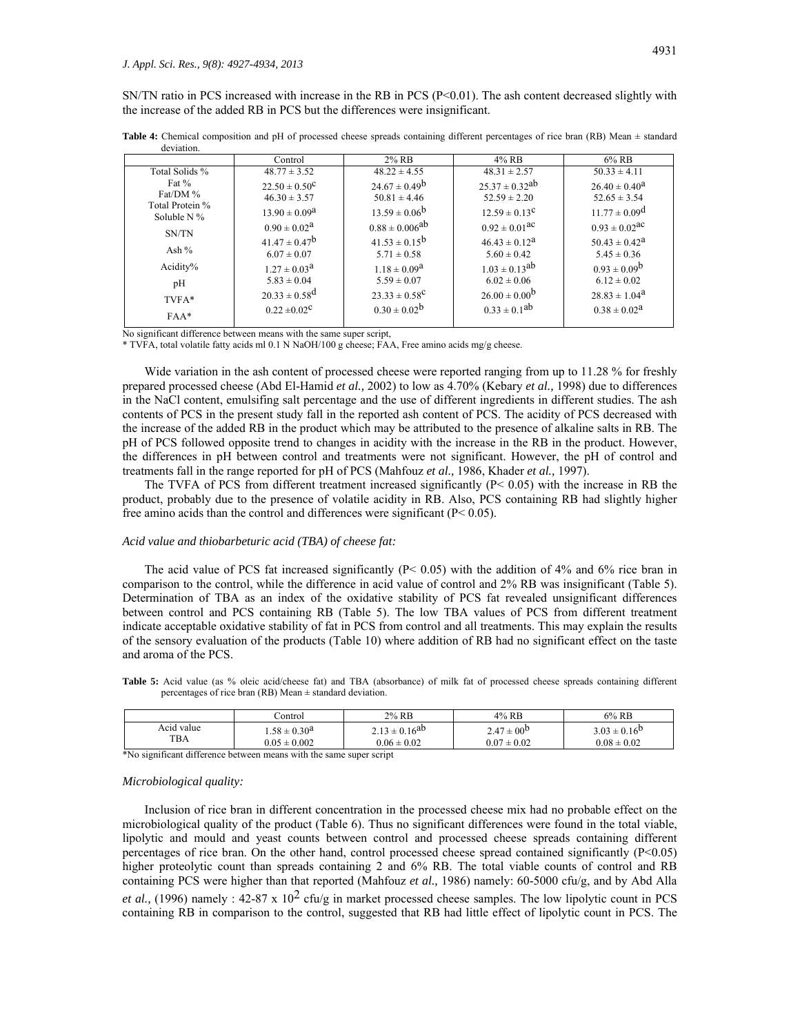SN/TN ratio in PCS increased with increase in the RB in PCS ($P<0.01$). The ash content decreased slightly with the increase of the added RB in PCS but the differences were insignificant.

**Table 4:** Chemical composition and pH of processed cheese spreads containing different percentages of rice bran (RB) Mean ± standard deviation.

| | Control | 2% RB | 4% RB | 6% RB |
|---|---|---|---|---|
| Total Solids % | 48.77 ± 3.52 | 48.22 ± 4.55 | 48.31 ± 2.57 | 50.33 ± 4.11 |
| Fat % | 22.50 ± 0.50$^{c}$ | 24.67 ± 0.49$^{b}$ | 25.37 ± 0.32$^{ab}$ | 26.40 ± 0.40$^{a}$ |
| Fat/DM % | 46.30 ± 3.57 | 50.81 ± 4.46 | 52.59 ± 2.20 | 52.65 ± 3.54 |
| Total Protein % | 13.90 ± 0.09$^{a}$ | 13.59 ± 0.06$^{b}$ | 12.59 ± 0.13$^{c}$ | 11.77 ± 0.09$^{d}$ |
| Soluble N % | 0.90 ± 0.02$^{a}$ | 0.88 ± 0.006$^{ab}$ | 0.92 ± 0.01$^{ac}$ | 0.93 ± 0.02$^{ac}$ |
| SN/TN | 41.47 ± 0.47$^{b}$ | 41.53 ± 0.15$^{b}$ | 46.43 ± 0.12$^{a}$ | 50.43 ± 0.42$^{a}$ |
| Ash % | 6.07 ± 0.07 | 5.71 ± 0.58 | 5.60 ± 0.42 | 5.45 ± 0.36 |
| Acidity% | 1.27 ± 0.03$^{a}$ | 1.18 ± 0.09$^{a}$ | 1.03 ± 0.13$^{ab}$ | 0.93 ± 0.09$^{b}$ |
| pH | 5.83 ± 0.04 | 5.59 ± 0.07 | 6.02 ± 0.06 | 6.12 ± 0.02 |
| TVFA* | 20.33 ± 0.58$^{d}$ | 23.33 ± 0.58$^{c}$ | 26.00 ± 0.00$^{b}$ | 28.83 ± 1.04$^{a}$ |
| FAA* | 0.22 ±0.02$^{c}$ | 0.30 ± 0.02$^{b}$ | 0.33 ± 0.1$^{ab}$ | 0.38 ± 0.02$^{a}$ |

No significant difference between means with the same super script,
* TVFA, total volatile fatty acids ml 0.1 N NaOH/100 g cheese; FAA, Free amino acids mg/g cheese.

Wide variation in the ash content of processed cheese were reported ranging from up to 11.28 % for freshly prepared processed cheese (Abd El-Hamid *et al.,* 2002) to low as 4.70% (Kebary *et al.,* 1998) due to differences in the NaCl content, emulsifing salt percentage and the use of different ingredients in different studies. The ash contents of PCS in the present study fall in the reported ash content of PCS. The acidity of PCS decreased with the increase of the added RB in the product which may be attributed to the presence of alkaline salts in RB. The pH of PCS followed opposite trend to changes in acidity with the increase in the RB in the product. However, the differences in pH between control and treatments were not significant. However, the pH of control and treatments fall in the range reported for pH of PCS (Mahfouz *et al.,* 1986, Khader *et al.,* 1997).

The TVFA of PCS from different treatment increased significantly ($P< 0.05$) with the increase in RB the product, probably due to the presence of volatile acidity in RB. Also, PCS containing RB had slightly higher free amino acids than the control and differences were significant ($P< 0.05$).

### *Acid value and thiobarbeturic acid (TBA) of cheese fat:*

The acid value of PCS fat increased significantly ($P< 0.05$) with the addition of 4% and 6% rice bran in comparison to the control, while the difference in acid value of control and 2% RB was insignificant (Table 5). Determination of TBA as an index of the oxidative stability of PCS fat revealed unsignificant differences between control and PCS containing RB (Table 5). The low TBA values of PCS from different treatment indicate acceptable oxidative stability of fat in PCS from control and all treatments. This may explain the results of the sensory evaluation of the products (Table 10) where addition of RB had no significant effect on the taste and aroma of the PCS.

**Table 5:** Acid value (as % oleic acid/cheese fat) and TBA (absorbance) of milk fat of processed cheese spreads containing different percentages of rice bran (RB) Mean ± standard deviation.

| | Control | 2% RB | 4% RB | 6% RB |
|---|---|---|---|---|
| Acid value | 1.58 ± 0.30$^{a}$ | 2.13 ± 0.16$^{ab}$ | 2.47 ± 00$^{b}$ | 3.03 ± 0.16$^{b}$ |
| TBA | 0.05 ± 0.002 | 0.06 ± 0.02 | 0.07 ± 0.02 | 0.08 ± 0.02 |

*No significant difference between means with the same super script

### *Microbiological quality:*

Inclusion of rice bran in different concentration in the processed cheese mix had no probable effect on the microbiological quality of the product (Table 6). Thus no significant differences were found in the total viable, lipolytic and mould and yeast counts between control and processed cheese spreads containing different percentages of rice bran. On the other hand, control processed cheese spread contained significantly ($P<0.05$) higher proteolytic count than spreads containing 2 and 6% RB. The total viable counts of control and RB containing PCS were higher than that reported (Mahfouz *et al.,* 1986) namely: 60-5000 cfu/g, and by Abd Alla *et al.,* (1996) namely : 42-87 x $10^{2}$ cfu/g in market processed cheese samples. The low lipolytic count in PCS containing RB in comparison to the control, suggested that RB had little effect of lipolytic count in PCS. The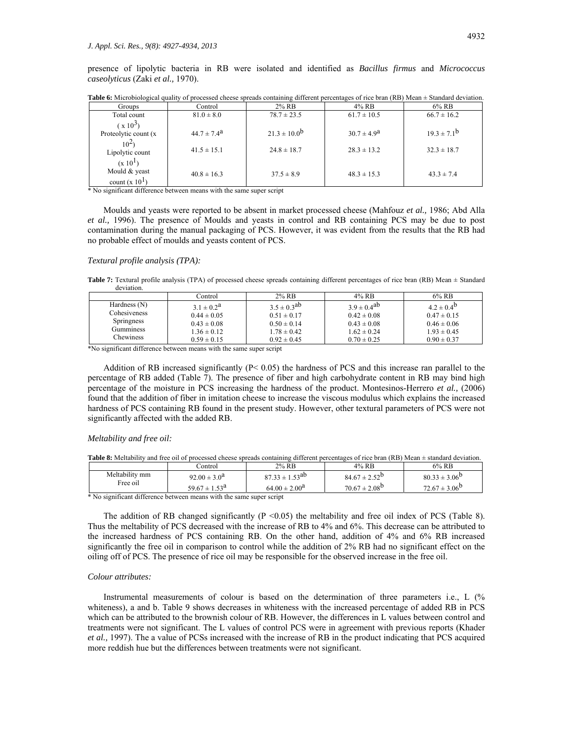presence of lipolytic bacteria in RB were isolated and identified as *Bacillus firmus* and *Micrococcus caseolyticus* (Zaki *et al.,* 1970).

**Table 6:** Microbiological quality of processed cheese spreads containing different percentages of rice bran (RB) Mean ± Standard deviation.

| Groups | Control | 2% RB | 4% RB | 6% RB |
|---|---|---|---|---|
| Total count ( $x\ 10^3$) | 81.0 ± 8.0 | 78.7 ± 23.5 | 61.7 ± 10.5 | 66.7 ± 16.2 |
| Proteolytic count (x $10^2$) | 44.7 ± 7.4$^a$ | 21.3 ± 10.0$^b$ | 30.7 ± 4.9$^a$ | 19.3 ± 7.1$^b$ |
| Lipolytic count (x $10^1$) | 41.5 ± 15.1 | 24.8 ± 18.7 | 28.3 ± 13.2 | 32.3 ± 18.7 |
| Mould & yeast count (x $10^1$) | 40.8 ± 16.3 | 37.5 ± 8.9 | 48.3 ± 15.3 | 43.3 ± 7.4 |

* No significant difference between means with the same super script

Moulds and yeasts were reported to be absent in market processed cheese (Mahfouz *et al.,* 1986; Abd Alla *et al.,* 1996). The presence of Moulds and yeasts in control and RB containing PCS may be due to post contamination during the manual packaging of PCS. However, it was evident from the results that the RB had no probable effect of moulds and yeasts content of PCS.

### *Textural profile analysis (TPA):*

**Table 7:** Textural profile analysis (TPA) of processed cheese spreads containing different percentages of rice bran (RB) Mean ± Standard deviation.

| | Control | 2% RB | 4% RB | 6% RB |
|---|---|---|---|---|
| Hardness (N) | 3.1 ± 0.2$^a$ | 3.5 ± 0.3$^{ab}$ | 3.9 ± 0.4$^{ab}$ | 4.2 ± 0.4$^b$ |
| Cohesiveness | 0.44 ± 0.05 | 0.51 ± 0.17 | 0.42 ± 0.08 | 0.47 ± 0.15 |
| Springness | 0.43 ± 0.08 | 0.50 ± 0.14 | 0.43 ± 0.08 | 0.46 ± 0.06 |
| Gumminess | 1.36 ± 0.12 | 1.78 ± 0.42 | 1.62 ± 0.24 | 1.93 ± 0.45 |
| Chewiness | 0.59 ± 0.15 | 0.92 ± 0.45 | 0.70 ± 0.25 | 0.90 ± 0.37 |

*No significant difference between means with the same super script

Addition of RB increased significantly ($P < 0.05$) the hardness of PCS and this increase ran parallel to the percentage of RB added (Table 7). The presence of fiber and high carbohydrate content in RB may bind high percentage of the moisture in PCS increasing the hardness of the product. Montesinos-Herrero *et al.,* (2006) found that the addition of fiber in imitation cheese to increase the viscous modulus which explains the increased hardness of PCS containing RB found in the present study. However, other textural parameters of PCS were not significantly affected with the added RB.

### *Meltability and free oil:*

**Table 8:** Meltability and free oil of processed cheese spreads containing different percentages of rice bran (RB) Mean ± standard deviation.

| | Control | 2% RB | 4% RB | 6% RB |
|---|---|---|---|---|
| Meltability mm | 92.00 ± 3.0$^a$ | 87.33 ± 1.53$^{ab}$ | 84.67 ± 2.52$^b$ | 80.33 ± 3.06$^b$ |
| Free oil | 59.67 ± 1.53$^a$ | 64.00 ± 2.00$^a$ | 70.67 ± 2.08$^b$ | 72.67 ± 3.06$^b$ |

* No significant difference between means with the same super script

The addition of RB changed significantly ($P < 0.05$) the meltability and free oil index of PCS (Table 8). Thus the meltability of PCS decreased with the increase of RB to 4% and 6%. This decrease can be attributed to the increased hardness of PCS containing RB. On the other hand, addition of 4% and 6% RB increased significantly the free oil in comparison to control while the addition of 2% RB had no significant effect on the oiling off of PCS. The presence of rice oil may be responsible for the observed increase in the free oil.

### *Colour attributes:*

Instrumental measurements of colour is based on the determination of three parameters i.e., L (% whiteness), a and b. Table 9 shows decreases in whiteness with the increased percentage of added RB in PCS which can be attributed to the brownish colour of RB. However, the differences in L values between control and treatments were not significant. The L values of control PCS were in agreement with previous reports (Khader *et al.,* 1997). The a value of PCSs increased with the increase of RB in the product indicating that PCS acquired more reddish hue but the differences between treatments were not significant.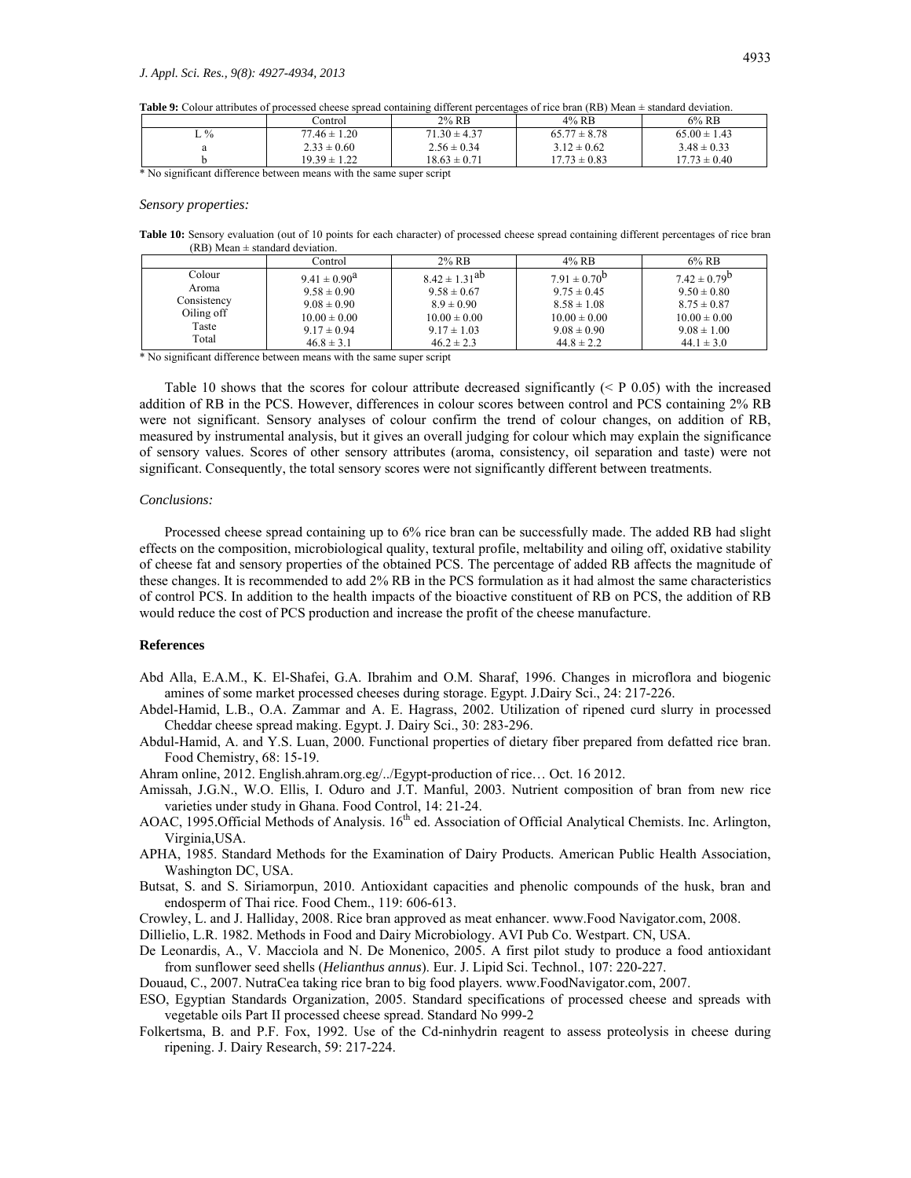**Table 9:** Colour attributes of processed cheese spread containing different percentages of rice bran (RB) Mean ± standard deviation.

| | Control | 2% RB | 4% RB | 6% RB |
|---|---|---|---|---|
| L % | 77.46 ± 1.20 | 71.30 ± 4.37 | 65.77 ± 8.78 | 65.00 ± 1.43 |
| a | 2.33 ± 0.60 | 2.56 ± 0.34 | 3.12 ± 0.62 | 3.48 ± 0.33 |
| b | 19.39 ± 1.22 | 18.63 ± 0.71 | 17.73 ± 0.83 | 17.73 ± 0.40 |

* No significant difference between means with the same super script

*Sensory properties:*

**Table 10:** Sensory evaluation (out of 10 points for each character) of processed cheese spread containing different percentages of rice bran (RB) Mean ± standard deviation.

| | Control | 2% RB | 4% RB | 6% RB |
|---|---|---|---|---|
| Colour | 9.41 ± 0.90[a] | 8.42 ± 1.31[ab] | 7.91 ± 0.70[b] | 7.42 ± 0.79[b] |
| Aroma | 9.58 ± 0.90 | 9.58 ± 0.67 | 9.75 ± 0.45 | 9.50 ± 0.80 |
| Consistency | 9.08 ± 0.90 | 8.9 ± 0.90 | 8.58 ± 1.08 | 8.75 ± 0.87 |
| Oiling off | 10.00 ± 0.00 | 10.00 ± 0.00 | 10.00 ± 0.00 | 10.00 ± 0.00 |
| Taste | 9.17 ± 0.94 | 9.17 ± 1.03 | 9.08 ± 0.90 | 9.08 ± 1.00 |
| Total | 46.8 ± 3.1 | 46.2 ± 2.3 | 44.8 ± 2.2 | 44.1 ± 3.0 |

* No significant difference between means with the same super script

Table 10 shows that the scores for colour attribute decreased significantly (< P 0.05) with the increased addition of RB in the PCS. However, differences in colour scores between control and PCS containing 2% RB were not significant. Sensory analyses of colour confirm the trend of colour changes, on addition of RB, measured by instrumental analysis, but it gives an overall judging for colour which may explain the significance of sensory values. Scores of other sensory attributes (aroma, consistency, oil separation and taste) were not significant. Consequently, the total sensory scores were not significantly different between treatments.

*Conclusions:*

Processed cheese spread containing up to 6% rice bran can be successfully made. The added RB had slight effects on the composition, microbiological quality, textural profile, meltability and oiling off, oxidative stability of cheese fat and sensory properties of the obtained PCS. The percentage of added RB affects the magnitude of these changes. It is recommended to add 2% RB in the PCS formulation as it had almost the same characteristics of control PCS. In addition to the health impacts of the bioactive constituent of RB on PCS, the addition of RB would reduce the cost of PCS production and increase the profit of the cheese manufacture.

## References

Abd Alla, E.A.M., K. El-Shafei, G.A. Ibrahim and O.M. Sharaf, 1996. Changes in microflora and biogenic amines of some market processed cheeses during storage. Egypt. J.Dairy Sci., 24: 217-226.

Abdel-Hamid, L.B., O.A. Zammar and A. E. Hagrass, 2002. Utilization of ripened curd slurry in processed Cheddar cheese spread making. Egypt. J. Dairy Sci., 30: 283-296.

Abdul-Hamid, A. and Y.S. Luan, 2000. Functional properties of dietary fiber prepared from defatted rice bran. Food Chemistry, 68: 15-19.

Ahram online, 2012. English.ahram.org.eg/../Egypt-production of rice… Oct. 16 2012.

Amissah, J.G.N., W.O. Ellis, I. Oduro and J.T. Manful, 2003. Nutrient composition of bran from new rice varieties under study in Ghana. Food Control, 14: 21-24.

AOAC, 1995.Official Methods of Analysis. 16th ed. Association of Official Analytical Chemists. Inc. Arlington, Virginia,USA.

APHA, 1985. Standard Methods for the Examination of Dairy Products. American Public Health Association, Washington DC, USA.

Butsat, S. and S. Siriamorpun, 2010. Antioxidant capacities and phenolic compounds of the husk, bran and endosperm of Thai rice. Food Chem., 119: 606-613.

Crowley, L. and J. Halliday, 2008. Rice bran approved as meat enhancer. www.Food Navigator.com, 2008.

Dillielio, L.R. 1982. Methods in Food and Dairy Microbiology. AVI Pub Co. Westpart. CN, USA.

De Leonardis, A., V. Macciola and N. De Monenico, 2005. A first pilot study to produce a food antioxidant from sunflower seed shells (*Helianthus annus*). Eur. J. Lipid Sci. Technol., 107: 220-227.

Douaud, C., 2007. NutraCea taking rice bran to big food players. www.FoodNavigator.com, 2007.

ESO, Egyptian Standards Organization, 2005. Standard specifications of processed cheese and spreads with vegetable oils Part II processed cheese spread. Standard No 999-2

Folkertsma, B. and P.F. Fox, 1992. Use of the Cd-ninhydrin reagent to assess proteolysis in cheese during ripening. J. Dairy Research, 59: 217-224.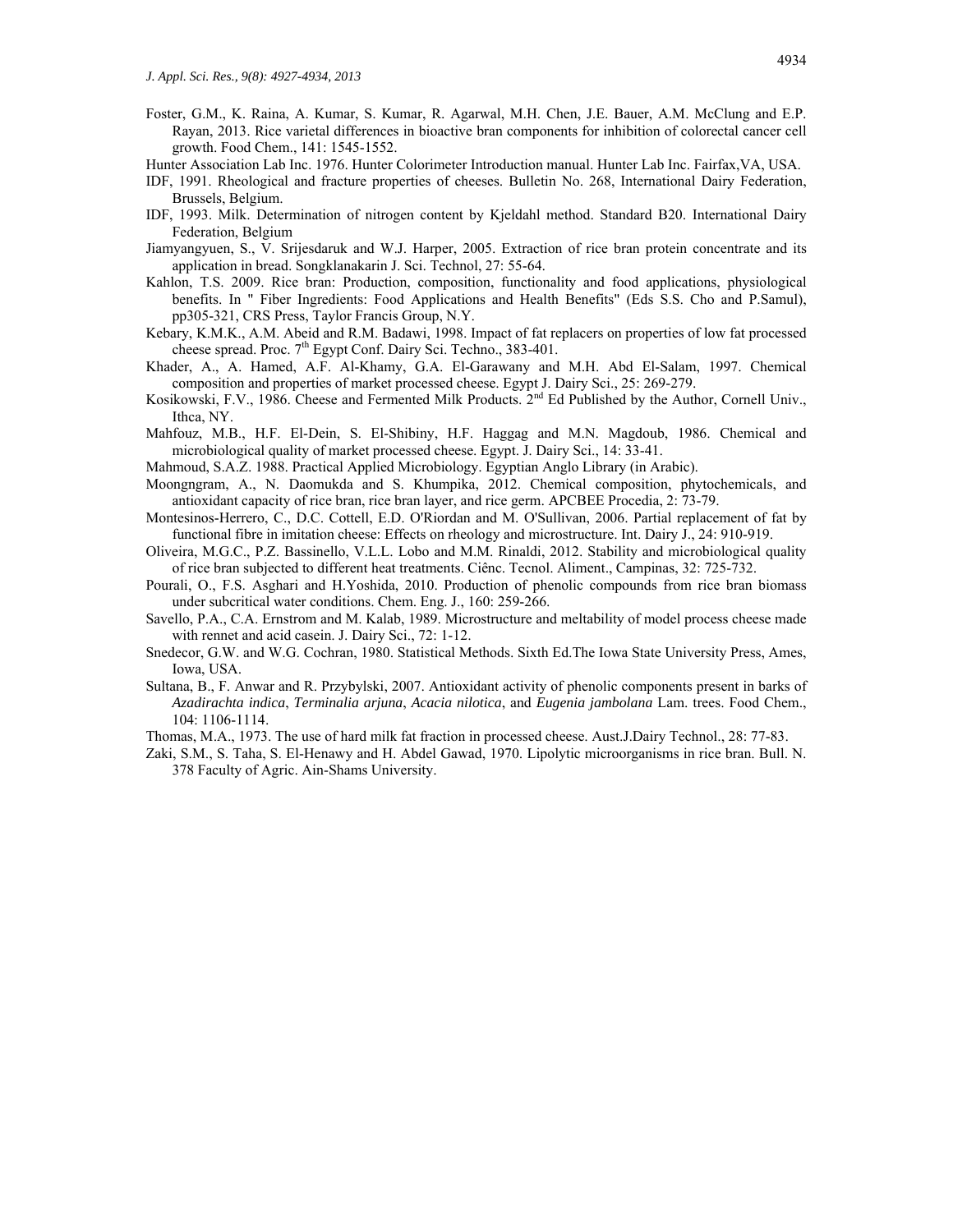Foster, G.M., K. Raina, A. Kumar, S. Kumar, R. Agarwal, M.H. Chen, J.E. Bauer, A.M. McClung and E.P. Rayan, 2013. Rice varietal differences in bioactive bran components for inhibition of colorectal cancer cell growth. Food Chem., 141: 1545-1552.

Hunter Association Lab Inc. 1976. Hunter Colorimeter Introduction manual. Hunter Lab Inc. Fairfax,VA, USA.

IDF, 1991. Rheological and fracture properties of cheeses. Bulletin No. 268, International Dairy Federation, Brussels, Belgium.

IDF, 1993. Milk. Determination of nitrogen content by Kjeldahl method. Standard B20. International Dairy Federation, Belgium

Jiamyangyuen, S., V. Srijesdaruk and W.J. Harper, 2005. Extraction of rice bran protein concentrate and its application in bread. Songklanakarin J. Sci. Technol, 27: 55-64.

Kahlon, T.S. 2009. Rice bran: Production, composition, functionality and food applications, physiological benefits. In " Fiber Ingredients: Food Applications and Health Benefits" (Eds S.S. Cho and P.Samul), pp305-321, CRS Press, Taylor Francis Group, N.Y.

Kebary, K.M.K., A.M. Abeid and R.M. Badawi, 1998. Impact of fat replacers on properties of low fat processed cheese spread. Proc. 7th Egypt Conf. Dairy Sci. Techno., 383-401.

Khader, A., A. Hamed, A.F. Al-Khamy, G.A. El-Garawany and M.H. Abd El-Salam, 1997. Chemical composition and properties of market processed cheese. Egypt J. Dairy Sci., 25: 269-279.

Kosikowski, F.V., 1986. Cheese and Fermented Milk Products. 2nd Ed Published by the Author, Cornell Univ., Ithca, NY.

Mahfouz, M.B., H.F. El-Dein, S. El-Shibiny, H.F. Haggag and M.N. Magdoub, 1986. Chemical and microbiological quality of market processed cheese. Egypt. J. Dairy Sci., 14: 33-41.

Mahmoud, S.A.Z. 1988. Practical Applied Microbiology. Egyptian Anglo Library (in Arabic).

Moongngram, A., N. Daomukda and S. Khumpika, 2012. Chemical composition, phytochemicals, and antioxidant capacity of rice bran, rice bran layer, and rice germ. APCBEE Procedia, 2: 73-79.

Montesinos-Herrero, C., D.C. Cottell, E.D. O'Riordan and M. O'Sullivan, 2006. Partial replacement of fat by functional fibre in imitation cheese: Effects on rheology and microstructure. Int. Dairy J., 24: 910-919.

Oliveira, M.G.C., P.Z. Bassinello, V.L.L. Lobo and M.M. Rinaldi, 2012. Stability and microbiological quality of rice bran subjected to different heat treatments. Ciênc. Tecnol. Aliment., Campinas, 32: 725-732.

Pourali, O., F.S. Asghari and H.Yoshida, 2010. Production of phenolic compounds from rice bran biomass under subcritical water conditions. Chem. Eng. J., 160: 259-266.

Savello, P.A., C.A. Ernstrom and M. Kalab, 1989. Microstructure and meltability of model process cheese made with rennet and acid casein. J. Dairy Sci., 72: 1-12.

Snedecor, G.W. and W.G. Cochran, 1980. Statistical Methods. Sixth Ed.The Iowa State University Press, Ames, Iowa, USA.

Sultana, B., F. Anwar and R. Przybylski, 2007. Antioxidant activity of phenolic components present in barks of *Azadirachta indica*, *Terminalia arjuna*, *Acacia nilotica*, and *Eugenia jambolana* Lam. trees. Food Chem., 104: 1106-1114.

Thomas, M.A., 1973. The use of hard milk fat fraction in processed cheese. Aust.J.Dairy Technol., 28: 77-83.

Zaki, S.M., S. Taha, S. El-Henawy and H. Abdel Gawad, 1970. Lipolytic microorganisms in rice bran. Bull. N. 378 Faculty of Agric. Ain-Shams University.